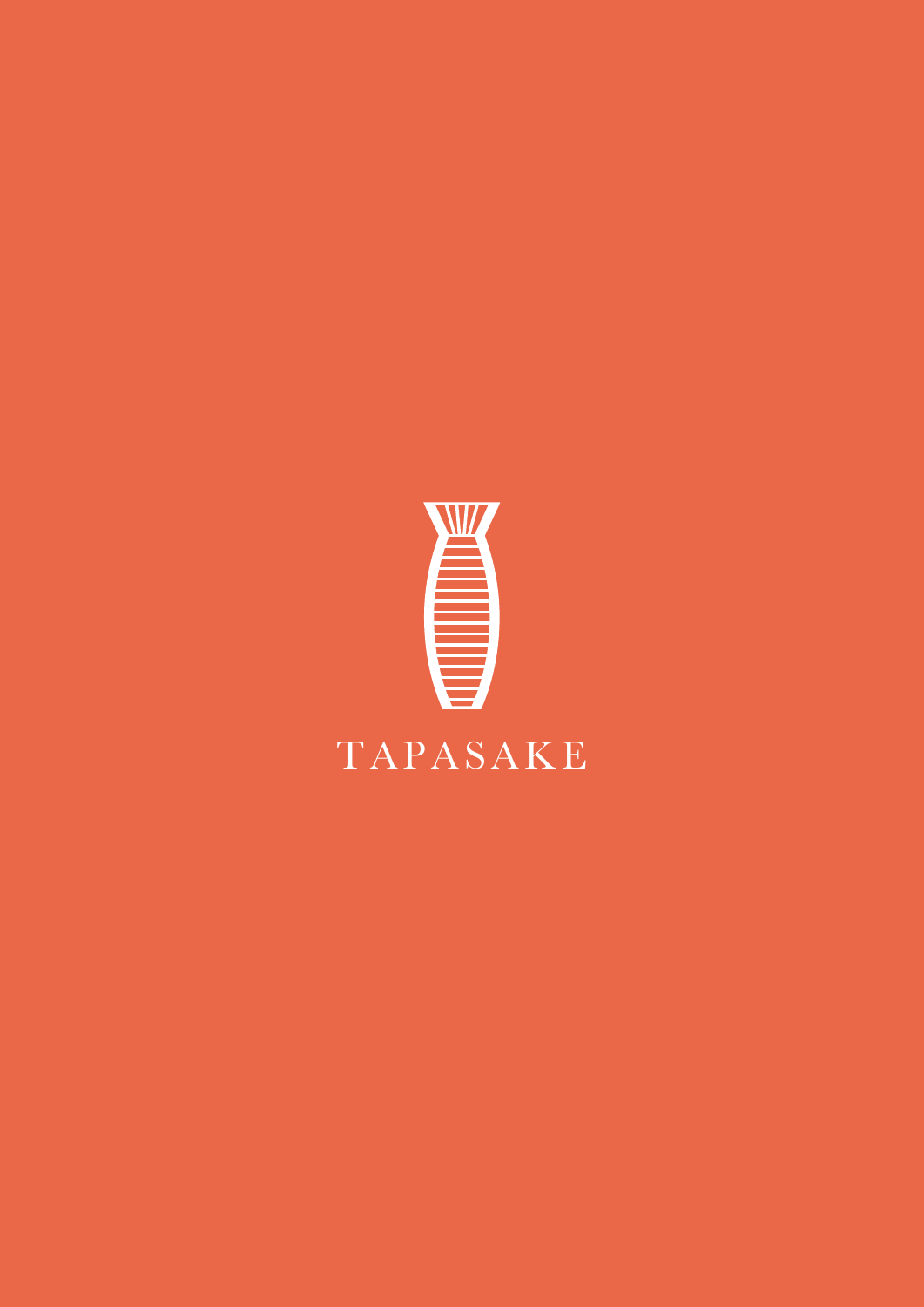# TAPASAKE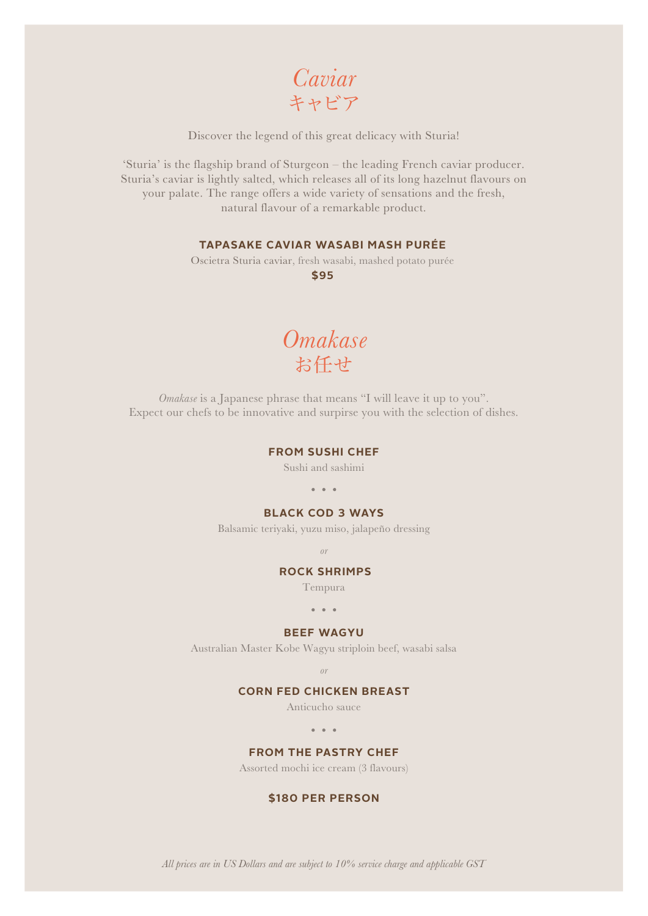# *Caviar*
# キャビア

Discover the legend of this great delicacy with Sturia!

'Sturia' is the flagship brand of Sturgeon – the leading French caviar producer. Sturia's caviar is lightly salted, which releases all of its long hazelnut flavours on your palate. The range offers a wide variety of sensations and the fresh, natural flavour of a remarkable product.

**TAPASAKE CAVIAR WASABI MASH PURÉE**

Oscietra Sturia caviar, fresh wasabi, mashed potato purée

**$95**

# *Omakase*
# お任せ

*Omakase* is a Japanese phrase that means "I will leave it up to you". Expect our chefs to be innovative and surpirse you with the selection of dishes.

**FROM SUSHI CHEF**

Sushi and sashimi

• • •

**BLACK COD 3 WAYS**

Balsamic teriyaki, yuzu miso, jalapeño dressing

*or*

**ROCK SHRIMPS**

Tempura

• • •

**BEEF WAGYU**

Australian Master Kobe Wagyu striploin beef, wasabi salsa

*or*

**CORN FED CHICKEN BREAST**

Anticucho sauce

• • •

**FROM THE PASTRY CHEF**

Assorted mochi ice cream (3 flavours)

**$180 PER PERSON**

*All prices are in US Dollars and are subject to 10% service charge and applicable GST*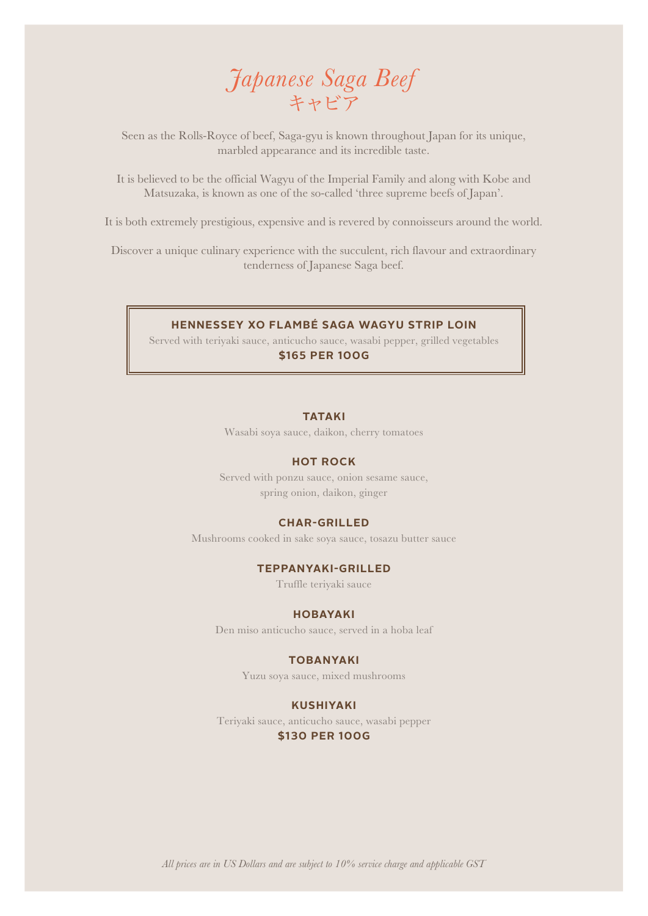# *Japanese Saga Beef*
# キャビア

Seen as the Rolls-Royce of beef, Saga-gyu is known throughout Japan for its unique, marbled appearance and its incredible taste.

It is believed to be the official Wagyu of the Imperial Family and along with Kobe and Matsuzaka, is known as one of the so-called 'three supreme beefs of Japan'.

It is both extremely prestigious, expensive and is revered by connoisseurs around the world.

Discover a unique culinary experience with the succulent, rich flavour and extraordinary tenderness of Japanese Saga beef.

**HENNESSEY XO FLAMBÉ SAGA WAGYU STRIP LOIN**

Served with teriyaki sauce, anticucho sauce, wasabi pepper, grilled vegetables

**$165 PER 100G**

**TATAKI**

Wasabi soya sauce, daikon, cherry tomatoes

**HOT ROCK**

Served with ponzu sauce, onion sesame sauce, spring onion, daikon, ginger

**CHAR-GRILLED**

Mushrooms cooked in sake soya sauce, tosazu butter sauce

**TEPPANYAKI-GRILLED**

Truffle teriyaki sauce

**HOBAYAKI**

Den miso anticucho sauce, served in a hoba leaf

**TOBANYAKI**

Yuzu soya sauce, mixed mushrooms

**KUSHIYAKI**

Teriyaki sauce, anticucho sauce, wasabi pepper

**$130 PER 100G**

*All prices are in US Dollars and are subject to 10% service charge and applicable GST*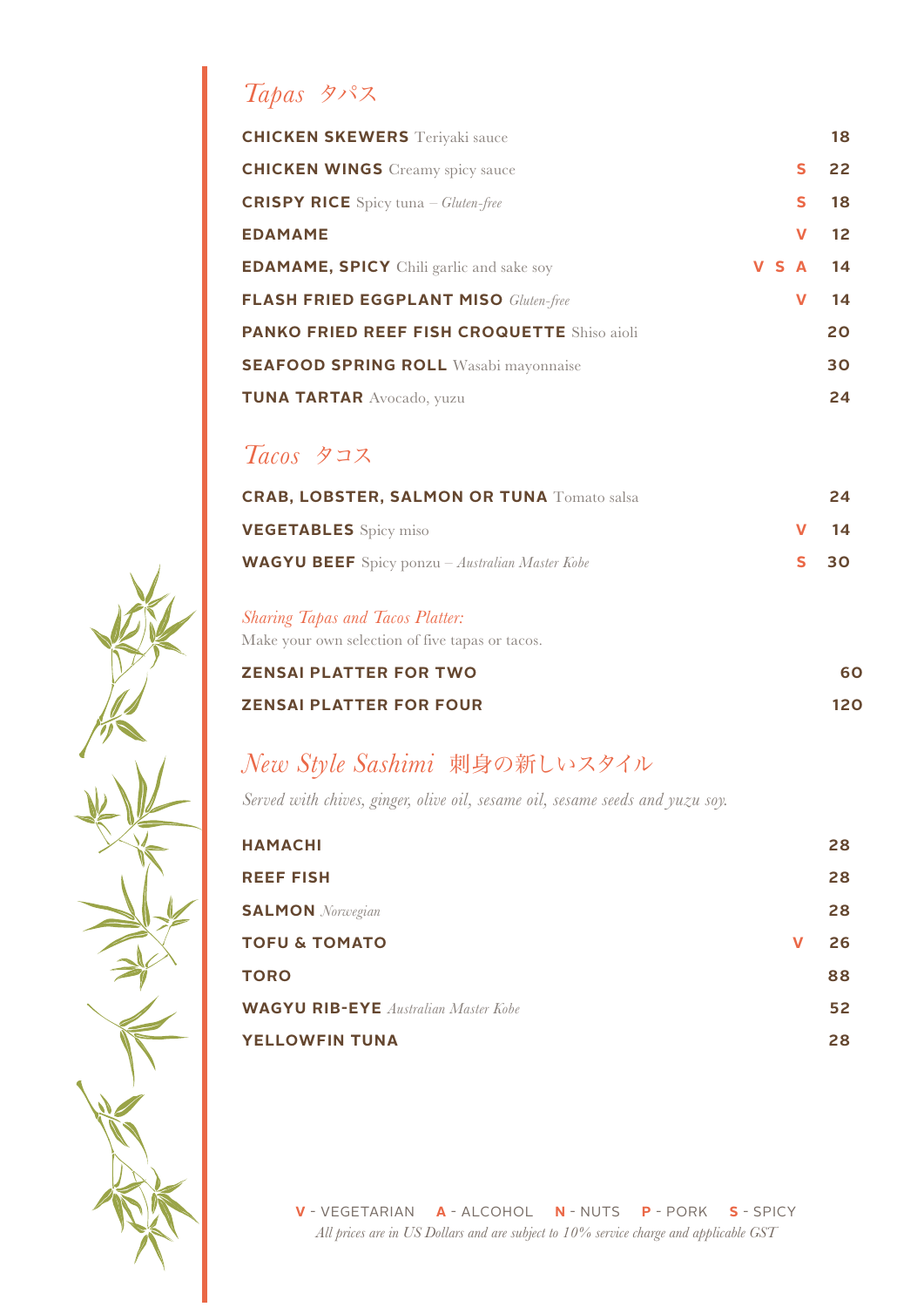## *Tapas* タパス

| Item | | Price |
|---|---|---|
| **CHICKEN SKEWERS** Teriyaki sauce | | 18 |
| **CHICKEN WINGS** Creamy spicy sauce | S | 22 |
| **CRISPY RICE** Spicy tuna – *Gluten-free* | S | 18 |
| **EDAMAME** | V | 12 |
| **EDAMAME, SPICY** Chili garlic and sake soy | V S A | 14 |
| **FLASH FRIED EGGPLANT MISO** *Gluten-free* | V | 14 |
| **PANKO FRIED REEF FISH CROQUETTE** Shiso aioli | | 20 |
| **SEAFOOD SPRING ROLL** Wasabi mayonnaise | | 30 |
| **TUNA TARTAR** Avocado, yuzu | | 24 |

## *Tacos* タコス

| Item | | Price |
|---|---|---|
| **CRAB, LOBSTER, SALMON OR TUNA** Tomato salsa | | 24 |
| **VEGETABLES** Spicy miso | V | 14 |
| **WAGYU BEEF** Spicy ponzu – *Australian Master Kobe* | S | 30 |

*Sharing Tapas and Tacos Platter:*
Make your own selection of five tapas or tacos.

| Item | Price |
|---|---|
| **ZENSAI PLATTER FOR TWO** | 60 |
| **ZENSAI PLATTER FOR FOUR** | 120 |

## *New Style Sashimi* 刺身の新しいスタイル

*Served with chives, ginger, olive oil, sesame oil, sesame seeds and yuzu soy.*

| Item | | Price |
|---|---|---|
| **HAMACHI** | | 28 |
| **REEF FISH** | | 28 |
| **SALMON** *Norwegian* | | 28 |
| **TOFU & TOMATO** | V | 26 |
| **TORO** | | 88 |
| **WAGYU RIB-EYE** *Australian Master Kobe* | | 52 |
| **YELLOWFIN TUNA** | | 28 |

**V** - VEGETARIAN **A** - ALCOHOL **N** - NUTS **P** - PORK **S** - SPICY

*All prices are in US Dollars and are subject to 10% service charge and applicable GST*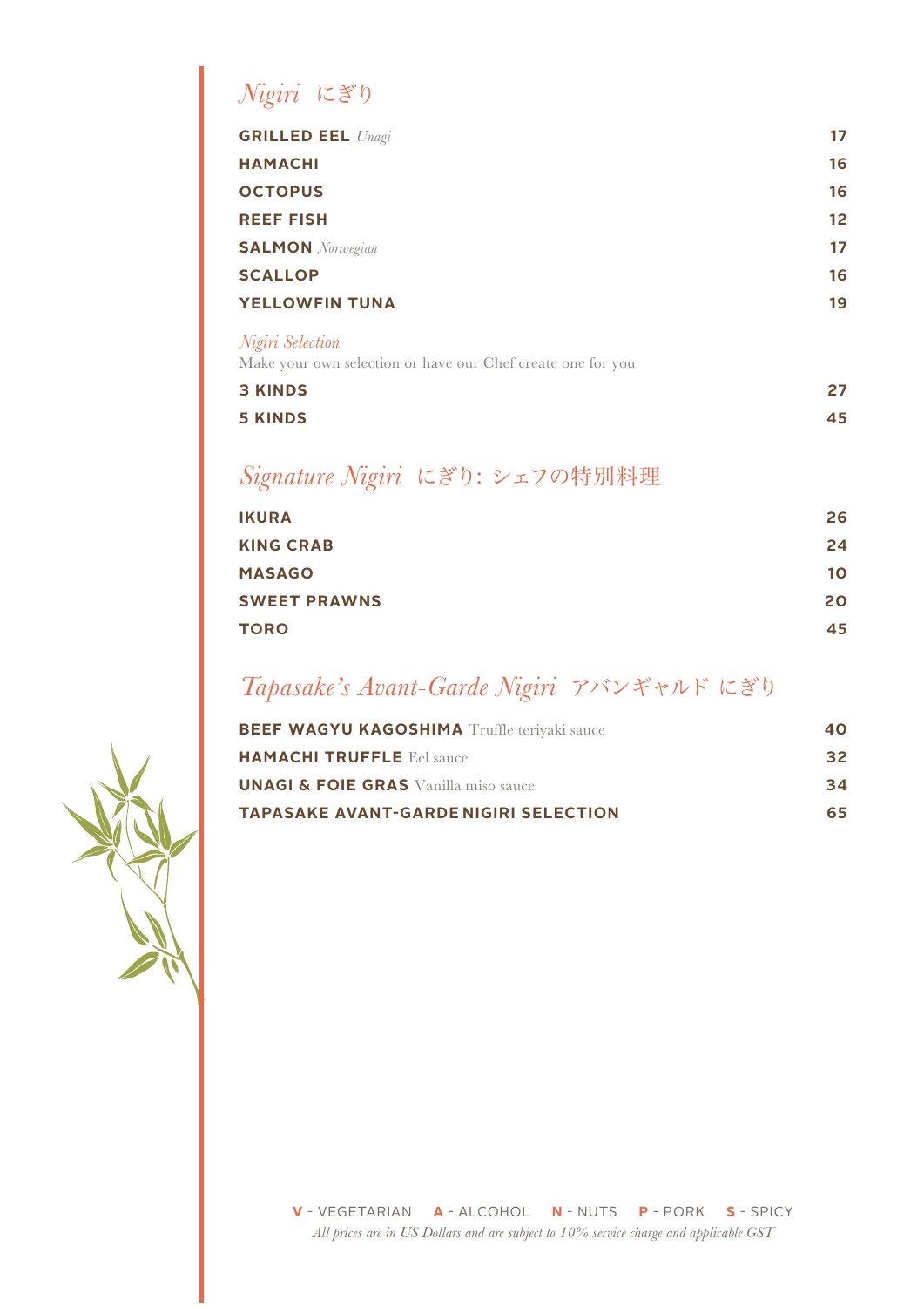## *Nigiri* にぎり

| Item | Price |
| --- | --- |
| **GRILLED EEL** *Unagi* | 17 |
| **HAMACHI** | 16 |
| **OCTOPUS** | 16 |
| **REEF FISH** | 12 |
| **SALMON** *Norwegian* | 17 |
| **SCALLOP** | 16 |
| **YELLOWFIN TUNA** | 19 |

*Nigiri Selection*
Make your own selection or have our Chef create one for you

| Item | Price |
| --- | --- |
| **3 KINDS** | 27 |
| **5 KINDS** | 45 |

## *Signature Nigiri* にぎり: シェフの特別料理

| Item | Price |
| --- | --- |
| **IKURA** | 26 |
| **KING CRAB** | 24 |
| **MASAGO** | 10 |
| **SWEET PRAWNS** | 20 |
| **TORO** | 45 |

## *Tapasake's Avant-Garde Nigiri* アバンギャルド にぎり

| Item | Price |
| --- | --- |
| **BEEF WAGYU KAGOSHIMA** Truffle teriyaki sauce | 40 |
| **HAMACHI TRUFFLE** Eel sauce | 32 |
| **UNAGI & FOIE GRAS** Vanilla miso sauce | 34 |
| **TAPASAKE AVANT-GARDE NIGIRI SELECTION** | 65 |

**V** - VEGETARIAN **A** - ALCOHOL **N** - NUTS **P** - PORK **S** - SPICY

*All prices are in US Dollars and are subject to 10% service charge and applicable GST*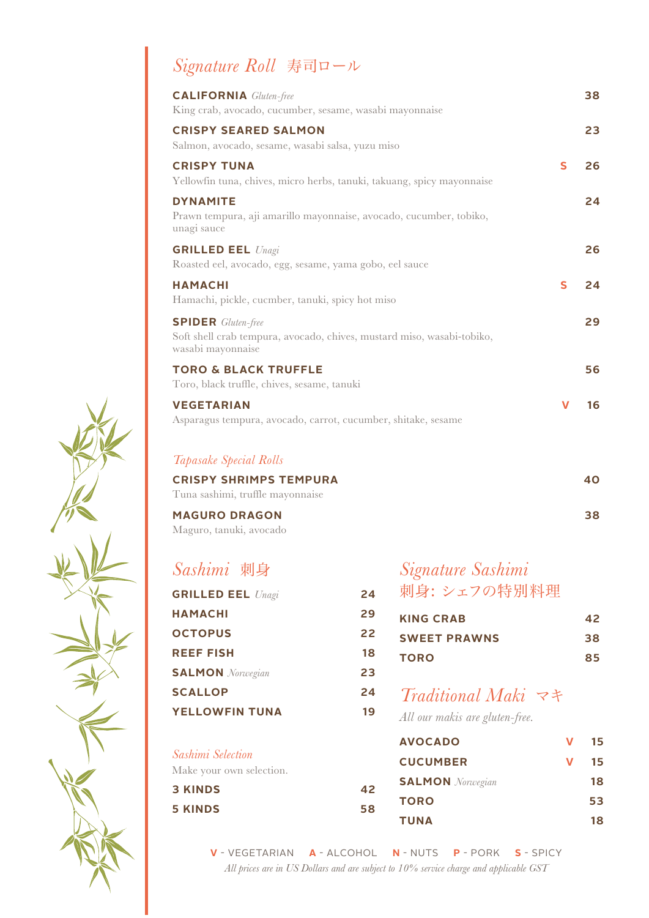## *Signature Roll* 寿司ロール

**CALIFORNIA** *Gluten-free* — 38
King crab, avocado, cucumber, sesame, wasabi mayonnaise

**CRISPY SEARED SALMON** — 23
Salmon, avocado, sesame, wasabi salsa, yuzu miso

**CRISPY TUNA** S — 26
Yellowfin tuna, chives, micro herbs, tanuki, takuang, spicy mayonnaise

**DYNAMITE** — 24
Prawn tempura, aji amarillo mayonnaise, avocado, cucumber, tobiko, unagi sauce

**GRILLED EEL** *Unagi* — 26
Roasted eel, avocado, egg, sesame, yama gobo, eel sauce

**HAMACHI** S — 24
Hamachi, pickle, cucmber, tanuki, spicy hot miso

**SPIDER** *Gluten-free* — 29
Soft shell crab tempura, avocado, chives, mustard miso, wasabi-tobiko, wasabi mayonnaise

**TORO & BLACK TRUFFLE** — 56
Toro, black truffle, chives, sesame, tanuki

**VEGETARIAN** V — 16
Asparagus tempura, avocado, carrot, cucumber, shitake, sesame

### *Tapasake Special Rolls*

**CRISPY SHRIMPS TEMPURA** — 40
Tuna sashimi, truffle mayonnaise

**MAGURO DRAGON** — 38
Maguro, tanuki, avocado

## *Sashimi* 刺身

| | |
|---|---|
| **GRILLED EEL** *Unagi* | 24 |
| **HAMACHI** | 29 |
| **OCTOPUS** | 22 |
| **REEF FISH** | 18 |
| **SALMON** *Norwegian* | 23 |
| **SCALLOP** | 24 |
| **YELLOWFIN TUNA** | 19 |

### *Sashimi Selection*

Make your own selection.

| | |
|---|---|
| **3 KINDS** | 42 |
| **5 KINDS** | 58 |

## *Signature Sashimi*
## 刺身: シェフの特別料理

| | |
|---|---|
| **KING CRAB** | 42 |
| **SWEET PRAWNS** | 38 |
| **TORO** | 85 |

## *Traditional Maki* マキ

*All our makis are gluten-free.*

| | | |
|---|---|---|
| **AVOCADO** | V | 15 |
| **CUCUMBER** | V | 15 |
| **SALMON** *Norwegian* | | 18 |
| **TORO** | | 53 |
| **TUNA** | | 18 |

**V** - VEGETARIAN **A** - ALCOHOL **N** - NUTS **P** - PORK **S** - SPICY

*All prices are in US Dollars and are subject to 10% service charge and applicable GST*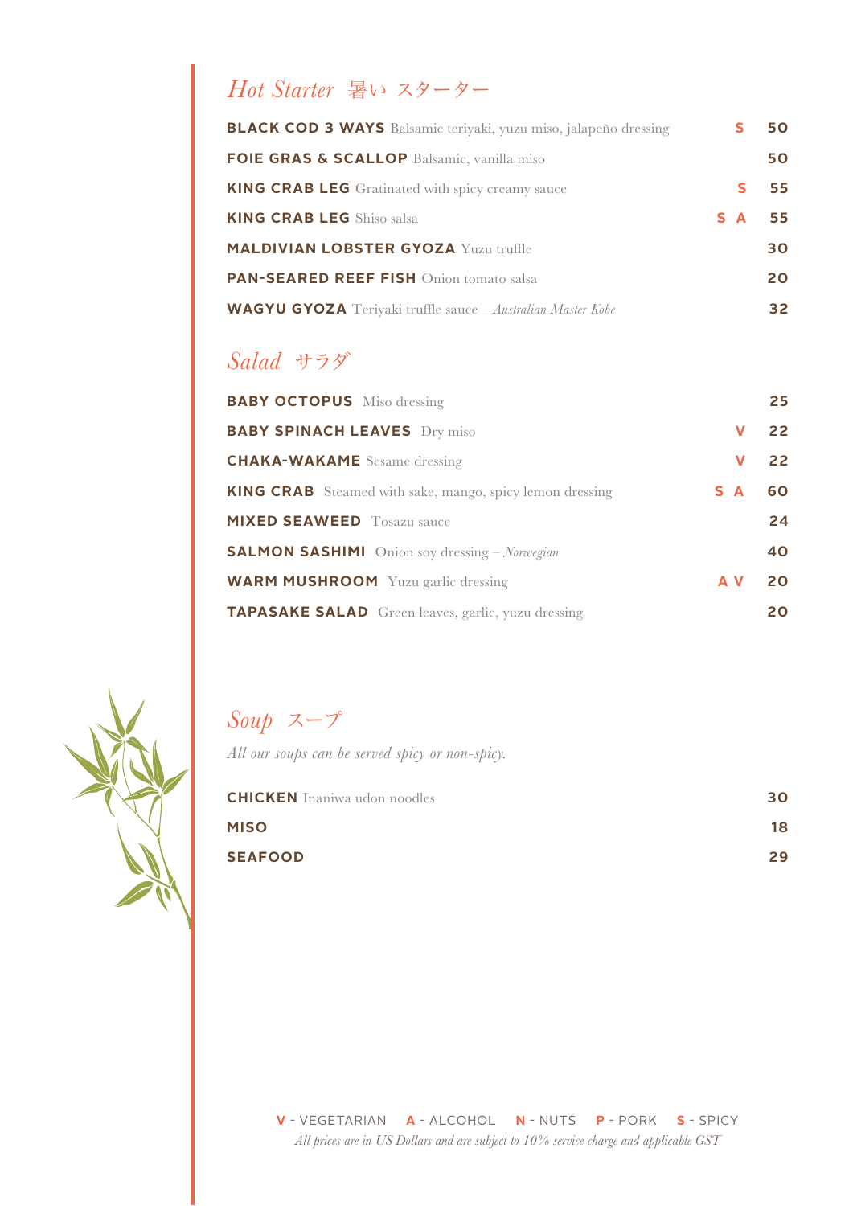## *Hot Starter* 暑い スターター

| Item | Description | Tags | Price |
|---|---|---|---|
| **BLACK COD 3 WAYS** | Balsamic teriyaki, yuzu miso, jalapeño dressing | S | 50 |
| **FOIE GRAS & SCALLOP** | Balsamic, vanilla miso | | 50 |
| **KING CRAB LEG** | Gratinated with spicy creamy sauce | S | 55 |
| **KING CRAB LEG** | Shiso salsa | S A | 55 |
| **MALDIVIAN LOBSTER GYOZA** | Yuzu truffle | | 30 |
| **PAN-SEARED REEF FISH** | Onion tomato salsa | | 20 |
| **WAGYU GYOZA** | Teriyaki truffle sauce – *Australian Master Kobe* | | 32 |

## *Salad* サラダ

| Item | Description | Tags | Price |
|---|---|---|---|
| **BABY OCTOPUS** | Miso dressing | | 25 |
| **BABY SPINACH LEAVES** | Dry miso | V | 22 |
| **CHAKA-WAKAME** | Sesame dressing | V | 22 |
| **KING CRAB** | Steamed with sake, mango, spicy lemon dressing | S A | 60 |
| **MIXED SEAWEED** | Tosazu sauce | | 24 |
| **SALMON SASHIMI** | Onion soy dressing – *Norwegian* | | 40 |
| **WARM MUSHROOM** | Yuzu garlic dressing | A V | 20 |
| **TAPASAKE SALAD** | Green leaves, garlic, yuzu dressing | | 20 |

## *Soup* スープ

*All our soups can be served spicy or non-spicy.*

| Item | Description | Price |
|---|---|---|
| **CHICKEN** | Inaniwa udon noodles | 30 |
| **MISO** | | 18 |
| **SEAFOOD** | | 29 |

**V** - VEGETARIAN **A** - ALCOHOL **N** - NUTS **P** - PORK **S** - SPICY

*All prices are in US Dollars and are subject to 10% service charge and applicable GST*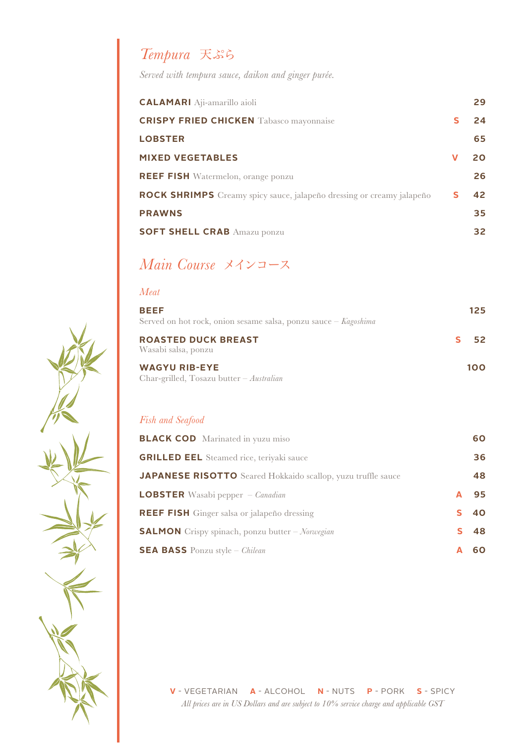## *Tempura* 天ぷら

*Served with tempura sauce, daikon and ginger purée.*

| Item | | Price |
|---|---|---|
| **CALAMARI** Aji-amarillo aioli | | 29 |
| **CRISPY FRIED CHICKEN** Tabasco mayonnaise | S | 24 |
| **LOBSTER** | | 65 |
| **MIXED VEGETABLES** | V | 20 |
| **REEF FISH** Watermelon, orange ponzu | | 26 |
| **ROCK SHRIMPS** Creamy spicy sauce, jalapeño dressing or creamy jalapeño | S | 42 |
| **PRAWNS** | | 35 |
| **SOFT SHELL CRAB** Amazu ponzu | | 32 |

## *Main Course* メインコース

### *Meat*

| Item | | Price |
|---|---|---|
| **BEEF**<br>Served on hot rock, onion sesame salsa, ponzu sauce – *Kagoshima* | | 125 |
| **ROASTED DUCK BREAST**<br>Wasabi salsa, ponzu | S | 52 |
| **WAGYU RIB-EYE**<br>Char-grilled, Tosazu butter – *Australian* | | 100 |

### *Fish and Seafood*

| Item | | Price |
|---|---|---|
| **BLACK COD** Marinated in yuzu miso | | 60 |
| **GRILLED EEL** Steamed rice, teriyaki sauce | | 36 |
| **JAPANESE RISOTTO** Seared Hokkaido scallop, yuzu truffle sauce | | 48 |
| **LOBSTER** Wasabi pepper – *Canadian* | A | 95 |
| **REEF FISH** Ginger salsa or jalapeño dressing | S | 40 |
| **SALMON** Crispy spinach, ponzu butter – *Norwegian* | S | 48 |
| **SEA BASS** Ponzu style – *Chilean* | A | 60 |

**V** - VEGETARIAN **A** - ALCOHOL **N** - NUTS **P** - PORK **S** - SPICY

*All prices are in US Dollars and are subject to 10% service charge and applicable GST*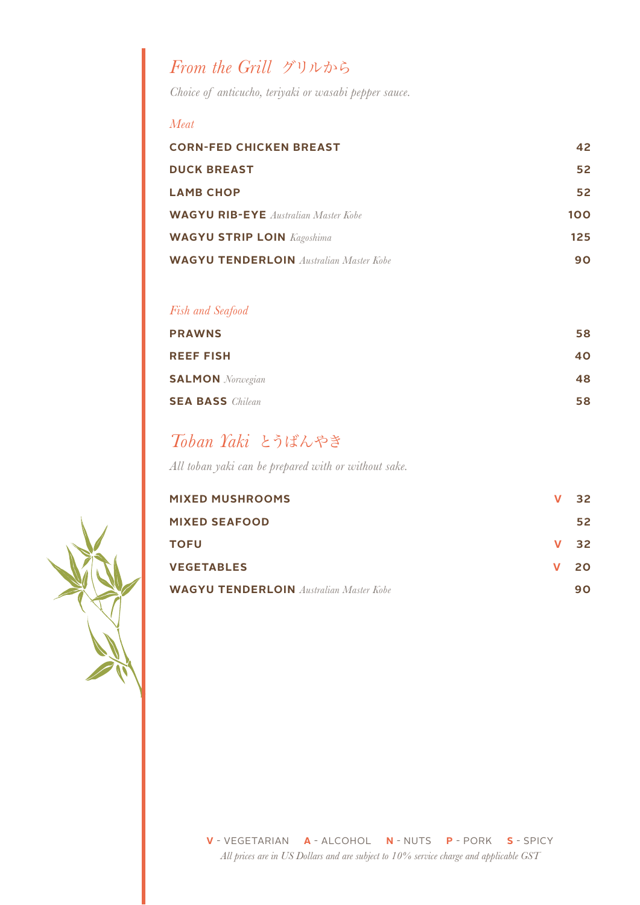## *From the Grill* グリルから

*Choice of anticucho, teriyaki or wasabi pepper sauce.*

### *Meat*

| Item | | Price |
|---|---|---|
| **CORN-FED CHICKEN BREAST** | | **42** |
| **DUCK BREAST** | | **52** |
| **LAMB CHOP** | | **52** |
| **WAGYU RIB-EYE** *Australian Master Kobe* | | **100** |
| **WAGYU STRIP LOIN** *Kagoshima* | | **125** |
| **WAGYU TENDERLOIN** *Australian Master Kobe* | | **90** |

### *Fish and Seafood*

| Item | | Price |
|---|---|---|
| **PRAWNS** | | **58** |
| **REEF FISH** | | **40** |
| **SALMON** *Norwegian* | | **48** |
| **SEA BASS** *Chilean* | | **58** |

## *Toban Yaki* とうばんやき

*All toban yaki can be prepared with or without sake.*

| Item | | Price |
|---|---|---|
| **MIXED MUSHROOMS** | V | **32** |
| **MIXED SEAFOOD** | | **52** |
| **TOFU** | V | **32** |
| **VEGETABLES** | V | **20** |
| **WAGYU TENDERLOIN** *Australian Master Kobe* | | **90** |

**V** - VEGETARIAN **A** - ALCOHOL **N** - NUTS **P** - PORK **S** - SPICY

*All prices are in US Dollars and are subject to 10% service charge and applicable GST*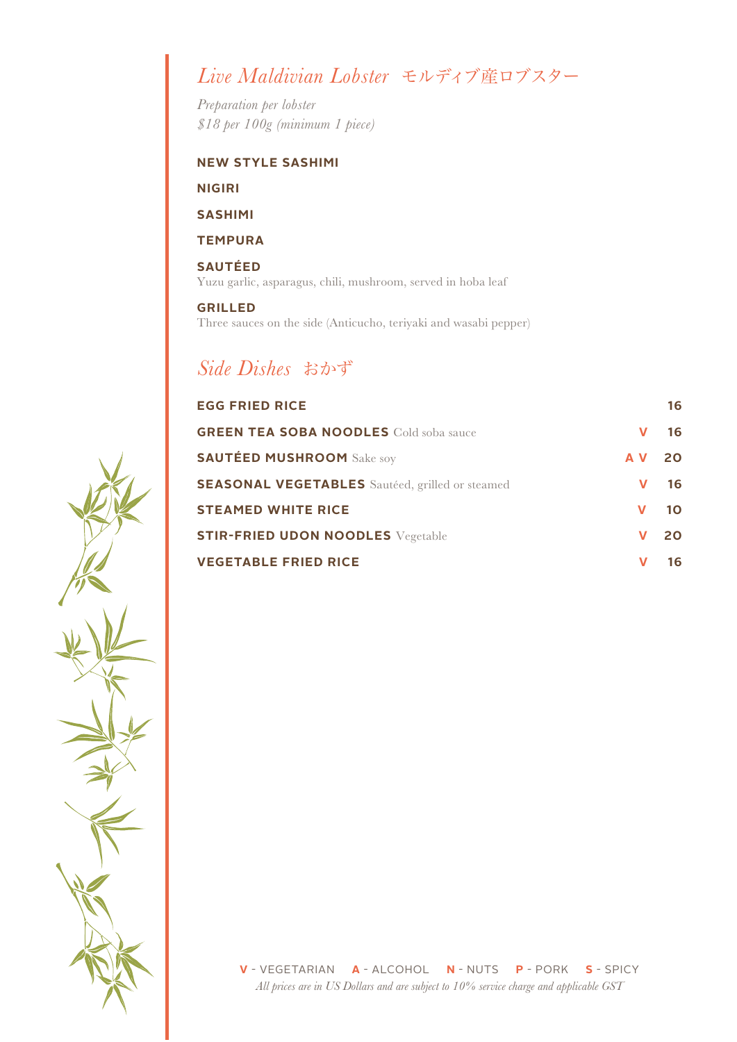## *Live Maldivian Lobster* モルディブ産ロブスター

*Preparation per lobster*
*$18 per 100g (minimum 1 piece)*

**NEW STYLE SASHIMI**

**NIGIRI**

**SASHIMI**

**TEMPURA**

**SAUTÉED**
Yuzu garlic, asparagus, chili, mushroom, served in hoba leaf

**GRILLED**
Three sauces on the side (Anticucho, teriyaki and wasabi pepper)

## *Side Dishes* おかず

| Item | | Price |
|---|---|---|
| **EGG FRIED RICE** | | 16 |
| **GREEN TEA SOBA NOODLES** Cold soba sauce | V | 16 |
| **SAUTÉED MUSHROOM** Sake soy | A V | 20 |
| **SEASONAL VEGETABLES** Sautéed, grilled or steamed | V | 16 |
| **STEAMED WHITE RICE** | V | 10 |
| **STIR-FRIED UDON NOODLES** Vegetable | V | 20 |
| **VEGETABLE FRIED RICE** | V | 16 |

**V** - VEGETARIAN **A** - ALCOHOL **N** - NUTS **P** - PORK **S** - SPICY
*All prices are in US Dollars and are subject to 10% service charge and applicable GST*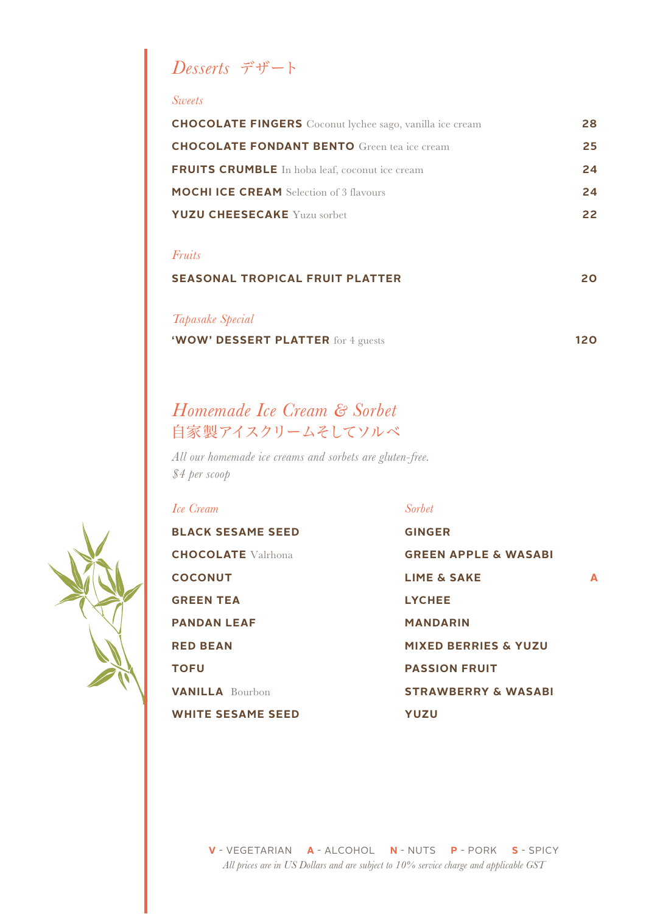# *Desserts* デザート

## *Sweets*

| | |
|---|---|
| **CHOCOLATE FINGERS** Coconut lychee sago, vanilla ice cream | **28** |
| **CHOCOLATE FONDANT BENTO** Green tea ice cream | **25** |
| **FRUITS CRUMBLE** In hoba leaf, coconut ice cream | **24** |
| **MOCHI ICE CREAM** Selection of 3 flavours | **24** |
| **YUZU CHEESECAKE** Yuzu sorbet | **22** |

## *Fruits*

| | |
|---|---|
| **SEASONAL TROPICAL FRUIT PLATTER** | **20** |

## *Tapasake Special*

| | |
|---|---|
| **'WOW' DESSERT PLATTER** for 4 guests | **120** |

# *Homemade Ice Cream & Sorbet*
# 自家製アイスクリームそしてソルベ

*All our homemade ice creams and sorbets are gluten-free.*
*$4 per scoop*

## *Ice Cream*

- **BLACK SESAME SEED**
- **CHOCOLATE** Valrhona
- **COCONUT**
- **GREEN TEA**
- **PANDAN LEAF**
- **RED BEAN**
- **TOFU**
- **VANILLA** Bourbon
- **WHITE SESAME SEED**

## *Sorbet*

- **GINGER**
- **GREEN APPLE & WASABI**
- **LIME & SAKE** **A**
- **LYCHEE**
- **MANDARIN**
- **MIXED BERRIES & YUZU**
- **PASSION FRUIT**
- **STRAWBERRY & WASABI**
- **YUZU**

**V** - VEGETARIAN **A** - ALCOHOL **N** - NUTS **P** - PORK **S** - SPICY

*All prices are in US Dollars and are subject to 10% service charge and applicable GST*